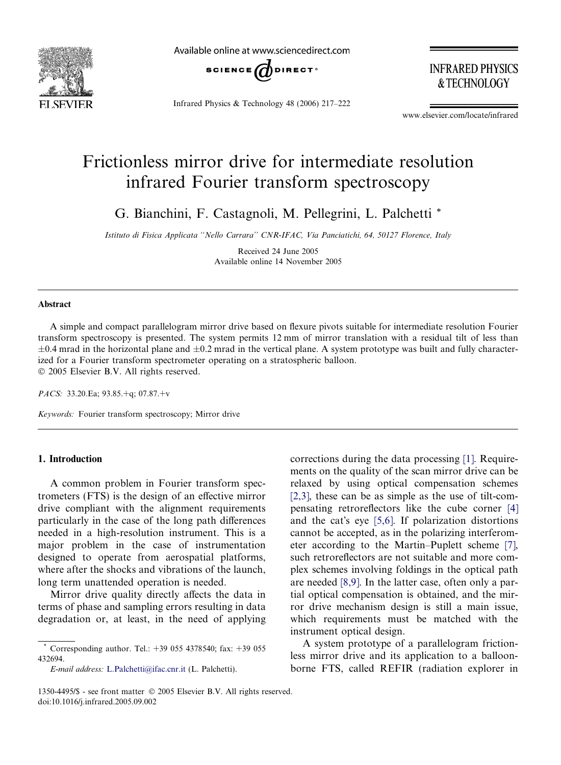# Frictionless mirror drive for intermediate resolution infrared Fourier transform spectroscopy

G. Bianchini, F. Castagnoli, M. Pellegrini, L. Palchetti *

*Istituto di Fisica Applicata "Nello Carrara" CNR-IFAC, Via Panciatichi, 64, 50127 Florence, Italy*

Received 24 June 2005
Available online 14 November 2005

## Abstract

A simple and compact parallelogram mirror drive based on flexure pivots suitable for intermediate resolution Fourier transform spectroscopy is presented. The system permits 12 mm of mirror translation with a residual tilt of less than $\pm 0.4$ mrad in the horizontal plane and $\pm 0.2$ mrad in the vertical plane. A system prototype was built and fully characterized for a Fourier transform spectrometer operating on a stratospheric balloon.
© 2005 Elsevier B.V. All rights reserved.

*PACS:* 33.20.Ea; 93.85.+q; 07.87.+v

*Keywords:* Fourier transform spectroscopy; Mirror drive

## 1. Introduction

A common problem in Fourier transform spectrometers (FTS) is the design of an effective mirror drive compliant with the alignment requirements particularly in the case of the long path differences needed in a high-resolution instrument. This is a major problem in the case of instrumentation designed to operate from aerospatial platforms, where after the shocks and vibrations of the launch, long term unattended operation is needed.

Mirror drive quality directly affects the data in terms of phase and sampling errors resulting in data degradation or, at least, in the need of applying corrections during the data processing [1]. Requirements on the quality of the scan mirror drive can be relaxed by using optical compensation schemes [2,3], these can be as simple as the use of tilt-compensating retroreflectors like the cube corner [4] and the cat's eye [5,6]. If polarization distortions cannot be accepted, as in the polarizing interferometer according to the Martin–Puplett scheme [7], such retroreflectors are not suitable and more complex schemes involving foldings in the optical path are needed [8,9]. In the latter case, often only a partial optical compensation is obtained, and the mirror drive mechanism design is still a main issue, which requirements must be matched with the instrument optical design.

A system prototype of a parallelogram frictionless mirror drive and its application to a balloon-borne FTS, called REFIR (radiation explorer in

---

* Corresponding author. Tel.: +39 055 4378540; fax: +39 055 432694.
*E-mail address:* L.Palchetti@ifac.cnr.it (L. Palchetti).

1350-4495/$ - see front matter © 2005 Elsevier B.V. All rights reserved.
doi:10.1016/j.infrared.2005.09.002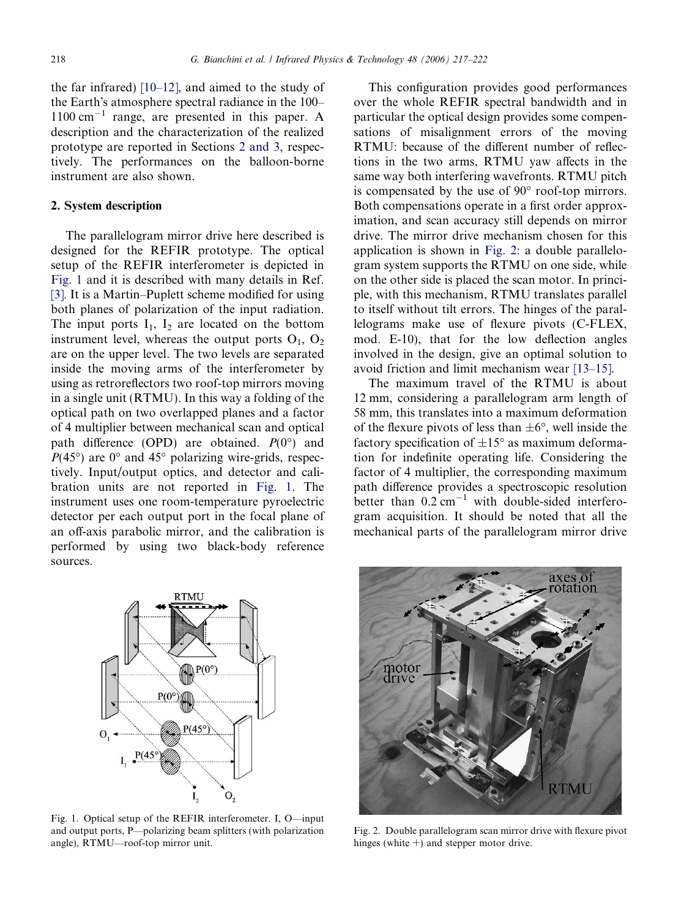the far infrared) [10–12], and aimed to the study of the Earth's atmosphere spectral radiance in the 100–1100 $cm^{-1}$ range, are presented in this paper. A description and the characterization of the realized prototype are reported in Sections 2 and 3, respectively. The performances on the balloon-borne instrument are also shown.

## 2. System description

The parallelogram mirror drive here described is designed for the REFIR prototype. The optical setup of the REFIR interferometer is depicted in Fig. 1 and it is described with many details in Ref. [3]. It is a Martin–Puplett scheme modified for using both planes of polarization of the input radiation. The input ports $I_1$, $I_2$ are located on the bottom instrument level, whereas the output ports $O_1$, $O_2$ are on the upper level. The two levels are separated inside the moving arms of the interferometer by using as retroreflectors two roof-top mirrors moving in a single unit (RTMU). In this way a folding of the optical path on two overlapped planes and a factor of 4 multiplier between mechanical scan and optical path difference (OPD) are obtained. $P(0°)$ and $P(45°)$ are 0° and 45° polarizing wire-grids, respectively. Input/output optics, and detector and calibration units are not reported in Fig. 1. The instrument uses one room-temperature pyroelectric detector per each output port in the focal plane of an off-axis parabolic mirror, and the calibration is performed by using two black-body reference sources.

Fig. 1. Optical setup of the REFIR interferometer. I, O—input and output ports, P—polarizing beam splitters (with polarization angle), RTMU—roof-top mirror unit.

This configuration provides good performances over the whole REFIR spectral bandwidth and in particular the optical design provides some compensations of misalignment errors of the moving RTMU: because of the different number of reflections in the two arms, RTMU yaw affects in the same way both interfering wavefronts. RTMU pitch is compensated by the use of 90° roof-top mirrors. Both compensations operate in a first order approximation, and scan accuracy still depends on mirror drive. The mirror drive mechanism chosen for this application is shown in Fig. 2: a double parallelogram system supports the RTMU on one side, while on the other side is placed the scan motor. In principle, with this mechanism, RTMU translates parallel to itself without tilt errors. The hinges of the parallelograms make use of flexure pivots (C-FLEX, mod. E-10), that for the low deflection angles involved in the design, give an optimal solution to avoid friction and limit mechanism wear [13–15].

The maximum travel of the RTMU is about 12 mm, considering a parallelogram arm length of 58 mm, this translates into a maximum deformation of the flexure pivots of less than ±6°, well inside the factory specification of ±15° as maximum deformation for indefinite operating life. Considering the factor of 4 multiplier, the corresponding maximum path difference provides a spectroscopic resolution better than 0.2 $cm^{-1}$ with double-sided interferogram acquisition. It should be noted that all the mechanical parts of the parallelogram mirror drive

Fig. 2. Double parallelogram scan mirror drive with flexure pivot hinges (white +) and stepper motor drive.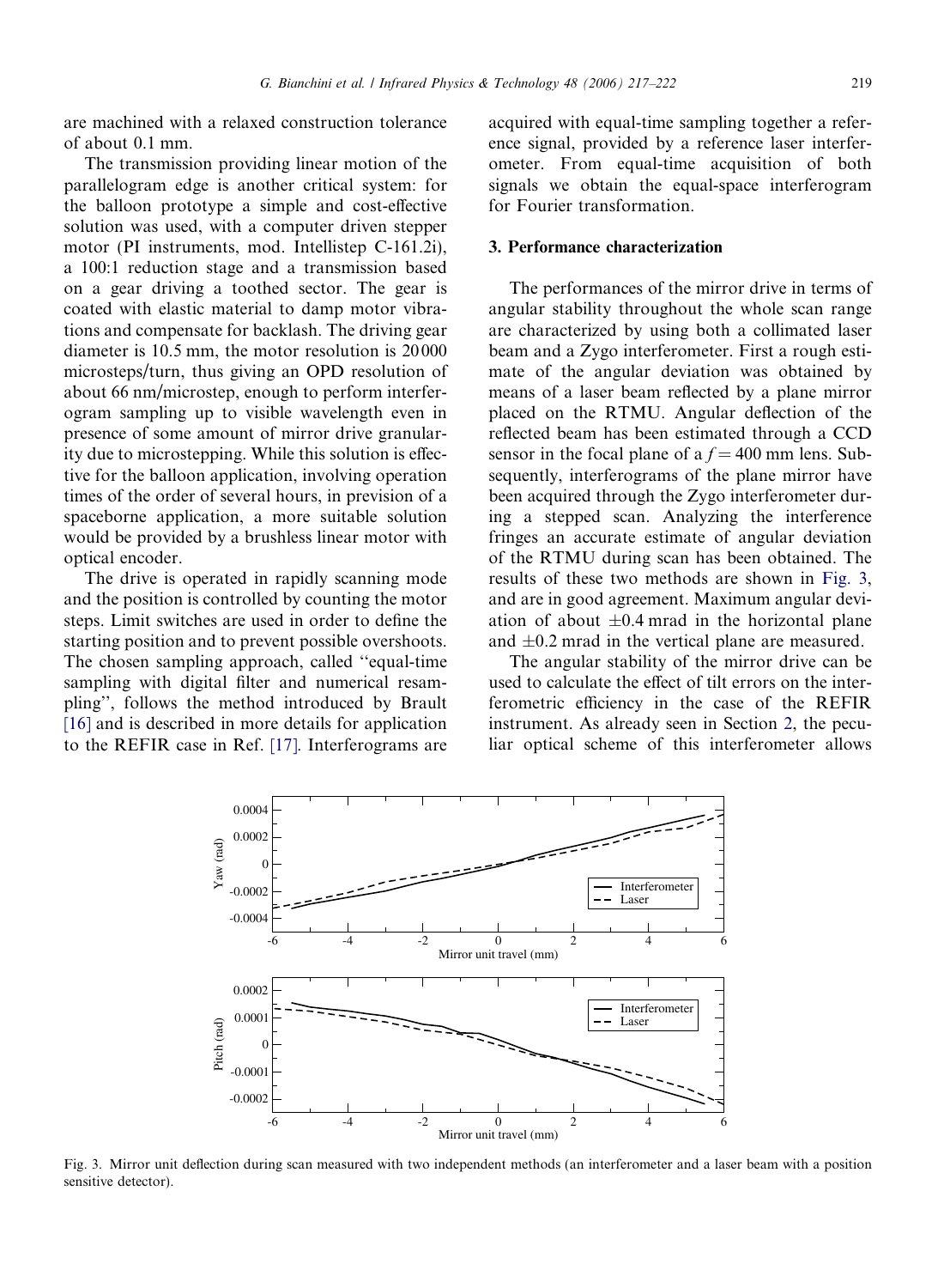are machined with a relaxed construction tolerance of about 0.1 mm.

The transmission providing linear motion of the parallelogram edge is another critical system: for the balloon prototype a simple and cost-effective solution was used, with a computer driven stepper motor (PI instruments, mod. Intellistep C-161.2i), a 100:1 reduction stage and a transmission based on a gear driving a toothed sector. The gear is coated with elastic material to damp motor vibrations and compensate for backlash. The driving gear diameter is 10.5 mm, the motor resolution is 20 000 microsteps/turn, thus giving an OPD resolution of about 66 nm/microstep, enough to perform interferogram sampling up to visible wavelength even in presence of some amount of mirror drive granularity due to microstepping. While this solution is effective for the balloon application, involving operation times of the order of several hours, in prevision of a spaceborne application, a more suitable solution would be provided by a brushless linear motor with optical encoder.

The drive is operated in rapidly scanning mode and the position is controlled by counting the motor steps. Limit switches are used in order to define the starting position and to prevent possible overshoots. The chosen sampling approach, called "equal-time sampling with digital filter and numerical resampling", follows the method introduced by Brault [16] and is described in more details for application to the REFIR case in Ref. [17]. Interferograms are acquired with equal-time sampling together a reference signal, provided by a reference laser interferometer. From equal-time acquisition of both signals we obtain the equal-space interferogram for Fourier transformation.

## 3. Performance characterization

The performances of the mirror drive in terms of angular stability throughout the whole scan range are characterized by using both a collimated laser beam and a Zygo interferometer. First a rough estimate of the angular deviation was obtained by means of a laser beam reflected by a plane mirror placed on the RTMU. Angular deflection of the reflected beam has been estimated through a CCD sensor in the focal plane of a $f = 400$ mm lens. Subsequently, interferograms of the plane mirror have been acquired through the Zygo interferometer during a stepped scan. Analyzing the interference fringes an accurate estimate of angular deviation of the RTMU during scan has been obtained. The results of these two methods are shown in Fig. 3, and are in good agreement. Maximum angular deviation of about $\pm 0.4$ mrad in the horizontal plane and $\pm 0.2$ mrad in the vertical plane are measured.

The angular stability of the mirror drive can be used to calculate the effect of tilt errors on the interferometric efficiency in the case of the REFIR instrument. As already seen in Section 2, the peculiar optical scheme of this interferometer allows

Fig. 3. Mirror unit deflection during scan measured with two independent methods (an interferometer and a laser beam with a position sensitive detector).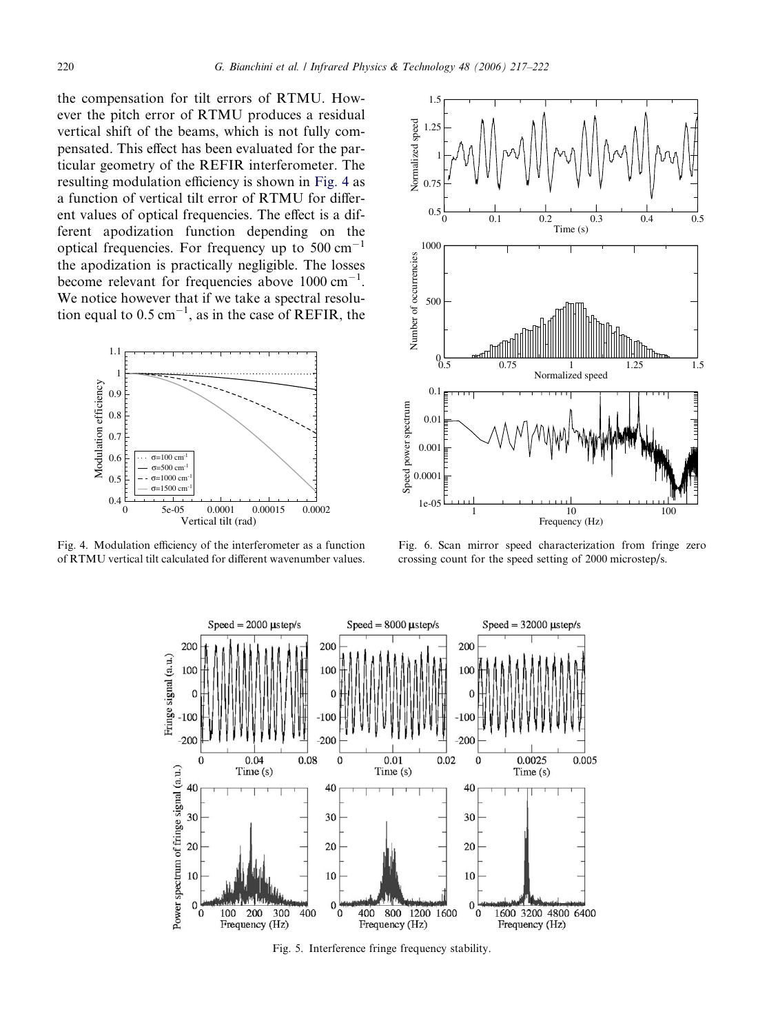the compensation for tilt errors of RTMU. However the pitch error of RTMU produces a residual vertical shift of the beams, which is not fully compensated. This effect has been evaluated for the particular geometry of the REFIR interferometer. The resulting modulation efficiency is shown in Fig. 4 as a function of vertical tilt error of RTMU for different values of optical frequencies. The effect is a different apodization function depending on the optical frequencies. For frequency up to 500 $cm^{-1}$ the apodization is practically negligible. The losses become relevant for frequencies above 1000 $cm^{-1}$. We notice however that if we take a spectral resolution equal to 0.5 $cm^{-1}$, as in the case of REFIR, the

Fig. 4. Modulation efficiency of the interferometer as a function of RTMU vertical tilt calculated for different wavenumber values.

Fig. 6. Scan mirror speed characterization from fringe zero crossing count for the speed setting of 2000 microstep/s.

Fig. 5. Interference fringe frequency stability.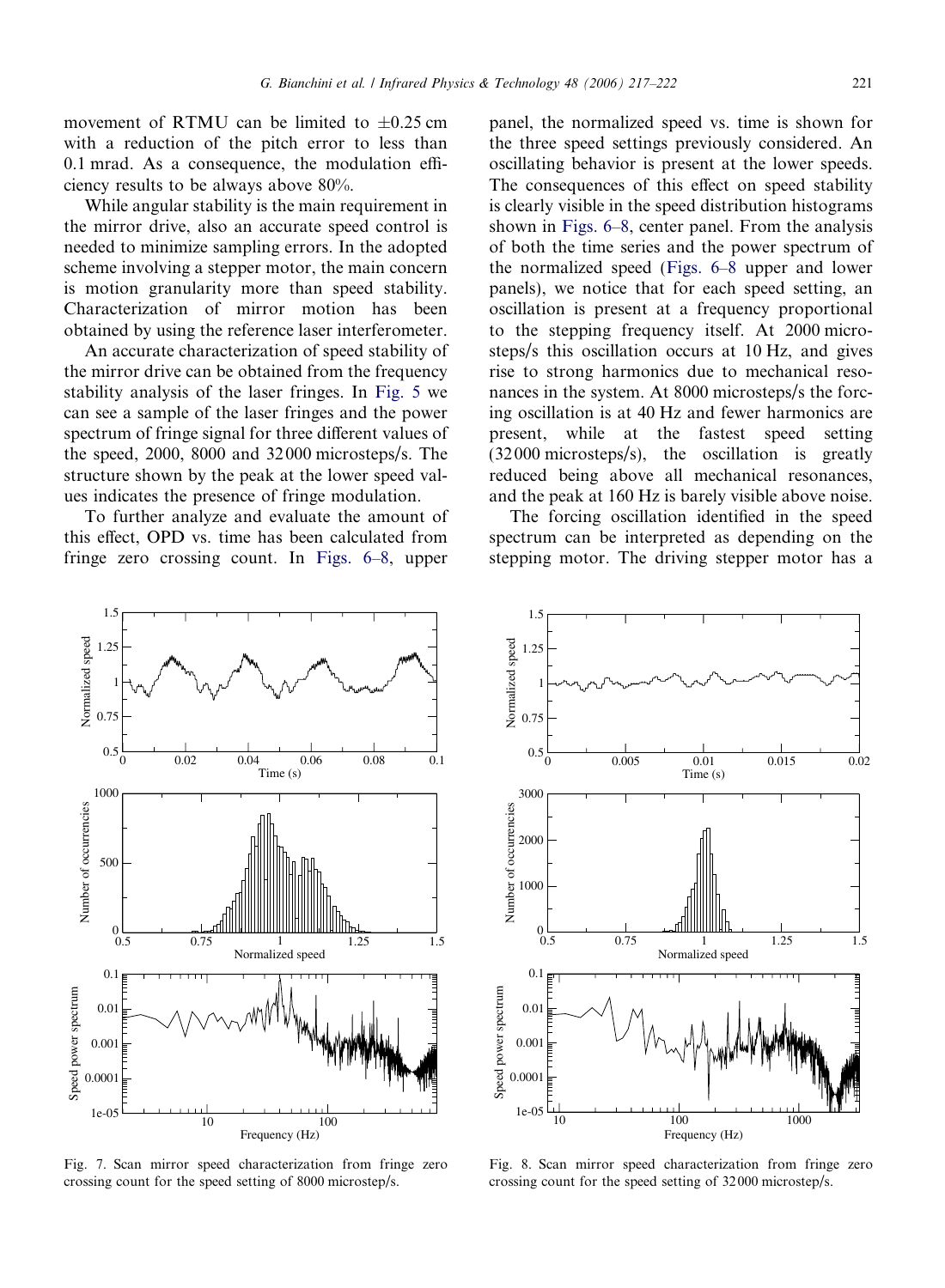movement of RTMU can be limited to $\pm 0.25$ cm with a reduction of the pitch error to less than 0.1 mrad. As a consequence, the modulation efficiency results to be always above 80%.

While angular stability is the main requirement in the mirror drive, also an accurate speed control is needed to minimize sampling errors. In the adopted scheme involving a stepper motor, the main concern is motion granularity more than speed stability. Characterization of mirror motion has been obtained by using the reference laser interferometer.

An accurate characterization of speed stability of the mirror drive can be obtained from the frequency stability analysis of the laser fringes. In Fig. 5 we can see a sample of the laser fringes and the power spectrum of fringe signal for three different values of the speed, 2000, 8000 and 32 000 microsteps/s. The structure shown by the peak at the lower speed values indicates the presence of fringe modulation.

To further analyze and evaluate the amount of this effect, OPD vs. time has been calculated from fringe zero crossing count. In Figs. 6–8, upper panel, the normalized speed vs. time is shown for the three speed settings previously considered. An oscillating behavior is present at the lower speeds. The consequences of this effect on speed stability is clearly visible in the speed distribution histograms shown in Figs. 6–8, center panel. From the analysis of both the time series and the power spectrum of the normalized speed (Figs. 6–8 upper and lower panels), we notice that for each speed setting, an oscillation is present at a frequency proportional to the stepping frequency itself. At 2000 microsteps/s this oscillation occurs at 10 Hz, and gives rise to strong harmonics due to mechanical resonances in the system. At 8000 microsteps/s the forcing oscillation is at 40 Hz and fewer harmonics are present, while at the fastest speed setting (32 000 microsteps/s), the oscillation is greatly reduced being above all mechanical resonances, and the peak at 160 Hz is barely visible above noise.

The forcing oscillation identified in the speed spectrum can be interpreted as depending on the stepping motor. The driving stepper motor has a

Fig. 7. Scan mirror speed characterization from fringe zero crossing count for the speed setting of 8000 microstep/s.

Fig. 8. Scan mirror speed characterization from fringe zero crossing count for the speed setting of 32 000 microstep/s.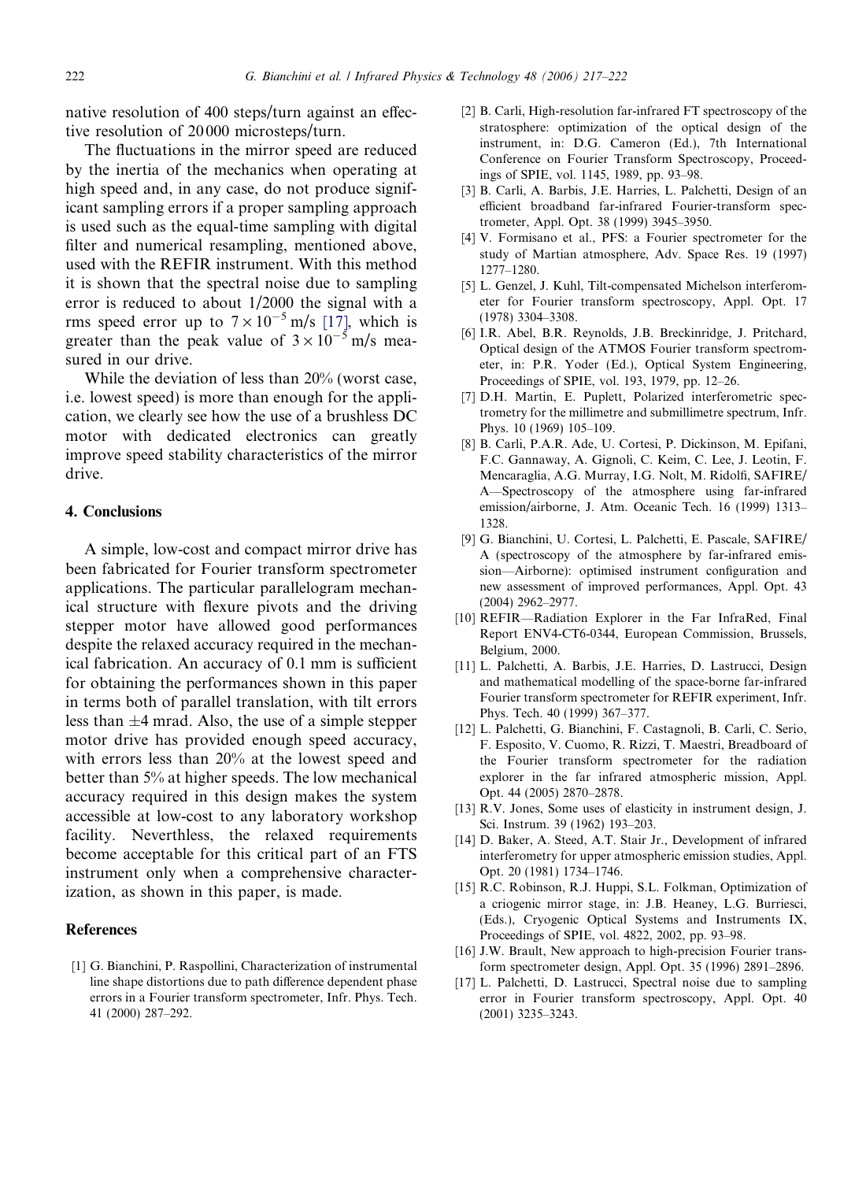native resolution of 400 steps/turn against an effective resolution of 20000 microsteps/turn.

The fluctuations in the mirror speed are reduced by the inertia of the mechanics when operating at high speed and, in any case, do not produce significant sampling errors if a proper sampling approach is used such as the equal-time sampling with digital filter and numerical resampling, mentioned above, used with the REFIR instrument. With this method it is shown that the spectral noise due to sampling error is reduced to about 1/2000 the signal with a rms speed error up to $7 \times 10^{-5}$ m/s [17], which is greater than the peak value of $3 \times 10^{-5}$ m/s measured in our drive.

While the deviation of less than 20% (worst case, i.e. lowest speed) is more than enough for the application, we clearly see how the use of a brushless DC motor with dedicated electronics can greatly improve speed stability characteristics of the mirror drive.

## 4. Conclusions

A simple, low-cost and compact mirror drive has been fabricated for Fourier transform spectrometer applications. The particular parallelogram mechanical structure with flexure pivots and the driving stepper motor have allowed good performances despite the relaxed accuracy required in the mechanical fabrication. An accuracy of 0.1 mm is sufficient for obtaining the performances shown in this paper in terms both of parallel translation, with tilt errors less than $\pm 4$ mrad. Also, the use of a simple stepper motor drive has provided enough speed accuracy, with errors less than 20% at the lowest speed and better than 5% at higher speeds. The low mechanical accuracy required in this design makes the system accessible at low-cost to any laboratory workshop facility. Neverthless, the relaxed requirements become acceptable for this critical part of an FTS instrument only when a comprehensive characterization, as shown in this paper, is made.

## References

[1] G. Bianchini, P. Raspollini, Characterization of instrumental line shape distortions due to path difference dependent phase errors in a Fourier transform spectrometer, Infr. Phys. Tech. 41 (2000) 287–292.

[2] B. Carli, High-resolution far-infrared FT spectroscopy of the stratosphere: optimization of the optical design of the instrument, in: D.G. Cameron (Ed.), 7th International Conference on Fourier Transform Spectroscopy, Proceedings of SPIE, vol. 1145, 1989, pp. 93–98.

[3] B. Carli, A. Barbis, J.E. Harries, L. Palchetti, Design of an efficient broadband far-infrared Fourier-transform spectrometer, Appl. Opt. 38 (1999) 3945–3950.

[4] V. Formisano et al., PFS: a Fourier spectrometer for the study of Martian atmosphere, Adv. Space Res. 19 (1997) 1277–1280.

[5] L. Genzel, J. Kuhl, Tilt-compensated Michelson interferometer for Fourier transform spectroscopy, Appl. Opt. 17 (1978) 3304–3308.

[6] I.R. Abel, B.R. Reynolds, J.B. Breckinridge, J. Pritchard, Optical design of the ATMOS Fourier transform spectrometer, in: P.R. Yoder (Ed.), Optical System Engineering, Proceedings of SPIE, vol. 193, 1979, pp. 12–26.

[7] D.H. Martin, E. Puplett, Polarized interferometric spectrometry for the millimetre and submillimetre spectrum, Infr. Phys. 10 (1969) 105–109.

[8] B. Carli, P.A.R. Ade, U. Cortesi, P. Dickinson, M. Epifani, F.C. Gannaway, A. Gignoli, C. Keim, C. Lee, J. Leotin, F. Mencaraglia, A.G. Murray, I.G. Nolt, M. Ridolfi, SAFIRE/A—Spectroscopy of the atmosphere using far-infrared emission/airborne, J. Atm. Oceanic Tech. 16 (1999) 1313–1328.

[9] G. Bianchini, U. Cortesi, L. Palchetti, E. Pascale, SAFIRE/A (spectroscopy of the atmosphere by far-infrared emission—Airborne): optimised instrument configuration and new assessment of improved performances, Appl. Opt. 43 (2004) 2962–2977.

[10] REFIR—Radiation Explorer in the Far InfraRed, Final Report ENV4-CT6-0344, European Commission, Brussels, Belgium, 2000.

[11] L. Palchetti, A. Barbis, J.E. Harries, D. Lastrucci, Design and mathematical modelling of the space-borne far-infrared Fourier transform spectrometer for REFIR experiment, Infr. Phys. Tech. 40 (1999) 367–377.

[12] L. Palchetti, G. Bianchini, F. Castagnoli, B. Carli, C. Serio, F. Esposito, V. Cuomo, R. Rizzi, T. Maestri, Breadboard of the Fourier transform spectrometer for the radiation explorer in the far infrared atmospheric mission, Appl. Opt. 44 (2005) 2870–2878.

[13] R.V. Jones, Some uses of elasticity in instrument design, J. Sci. Instrum. 39 (1962) 193–203.

[14] D. Baker, A. Steed, A.T. Stair Jr., Development of infrared interferometry for upper atmospheric emission studies, Appl. Opt. 20 (1981) 1734–1746.

[15] R.C. Robinson, R.J. Huppi, S.L. Folkman, Optimization of a criogenic mirror stage, in: J.B. Heaney, L.G. Burriesci, (Eds.), Cryogenic Optical Systems and Instruments IX, Proceedings of SPIE, vol. 4822, 2002, pp. 93–98.

[16] J.W. Brault, New approach to high-precision Fourier transform spectrometer design, Appl. Opt. 35 (1996) 2891–2896.

[17] L. Palchetti, D. Lastrucci, Spectral noise due to sampling error in Fourier transform spectroscopy, Appl. Opt. 40 (2001) 3235–3243.